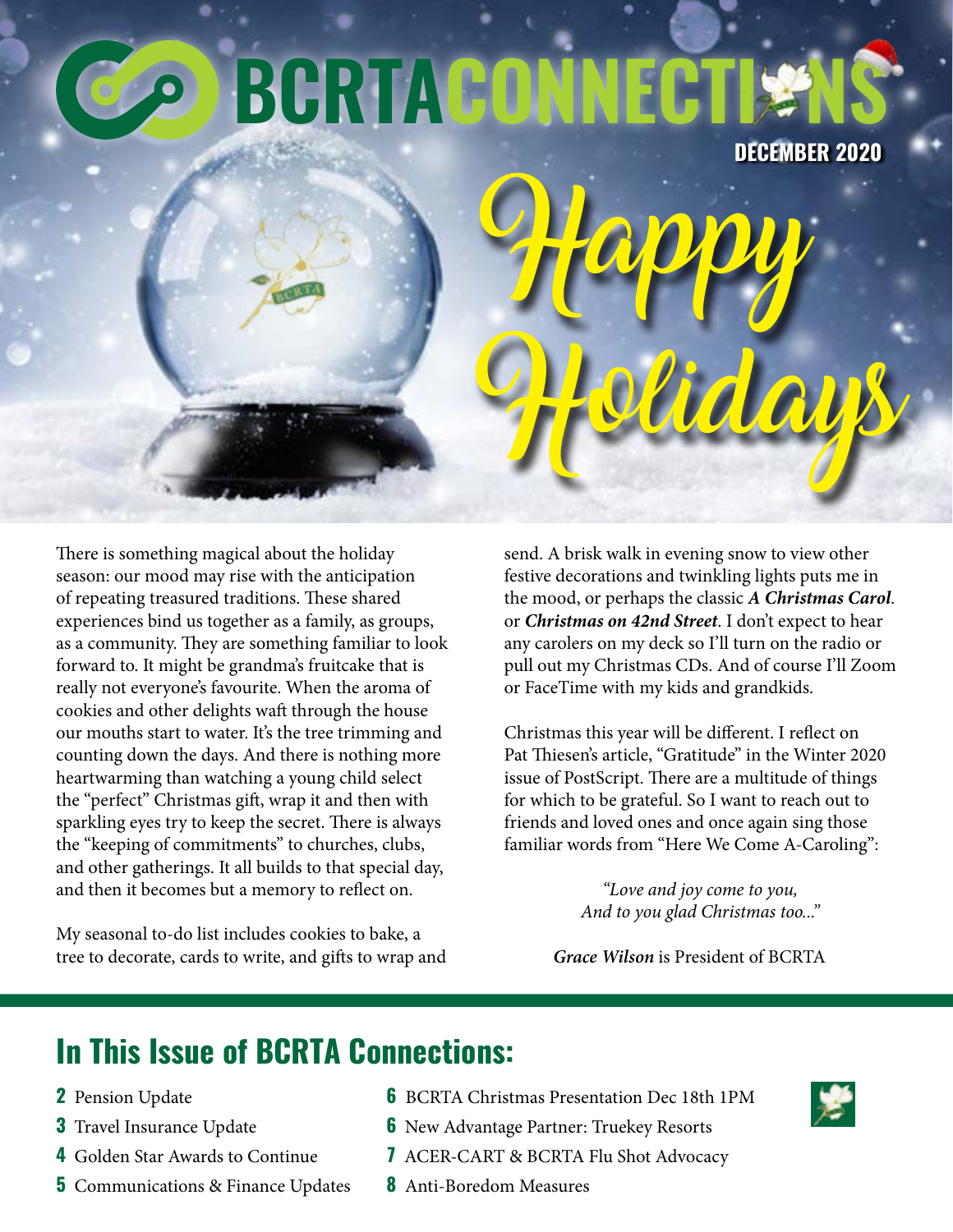# BCRTA CONNECTIONS

DECEMBER 2020

# Happy Holidays

There is something magical about the holiday season: our mood may rise with the anticipation of repeating treasured traditions. These shared experiences bind us together as a family, as groups, as a community. They are something familiar to look forward to. It might be grandma's fruitcake that is really not everyone's favourite. When the aroma of cookies and other delights waft through the house our mouths start to water. It's the tree trimming and counting down the days. And there is nothing more heartwarming than watching a young child select the "perfect" Christmas gift, wrap it and then with sparkling eyes try to keep the secret. There is always the "keeping of commitments" to churches, clubs, and other gatherings. It all builds to that special day, and then it becomes but a memory to reflect on.

My seasonal to-do list includes cookies to bake, a tree to decorate, cards to write, and gifts to wrap and send. A brisk walk in evening snow to view other festive decorations and twinkling lights puts me in the mood, or perhaps the classic ***A Christmas Carol***. or ***Christmas on 42nd Street***. I don't expect to hear any carolers on my deck so I'll turn on the radio or pull out my Christmas CDs. And of course I'll Zoom or FaceTime with my kids and grandkids.

Christmas this year will be different. I reflect on Pat Thiesen's article, "Gratitude" in the Winter 2020 issue of PostScript. There are a multitude of things for which to be grateful. So I want to reach out to friends and loved ones and once again sing those familiar words from "Here We Come A-Caroling":

*"Love and joy come to you,*
*And to you glad Christmas too..."*

***Grace Wilson*** is President of BCRTA

## In This Issue of BCRTA Connections:

- **2** Pension Update
- **3** Travel Insurance Update
- **4** Golden Star Awards to Continue
- **5** Communications & Finance Updates
- **6** BCRTA Christmas Presentation Dec 18th 1PM
- **6** New Advantage Partner: Truekey Resorts
- **7** ACER-CART & BCRTA Flu Shot Advocacy
- **8** Anti-Boredom Measures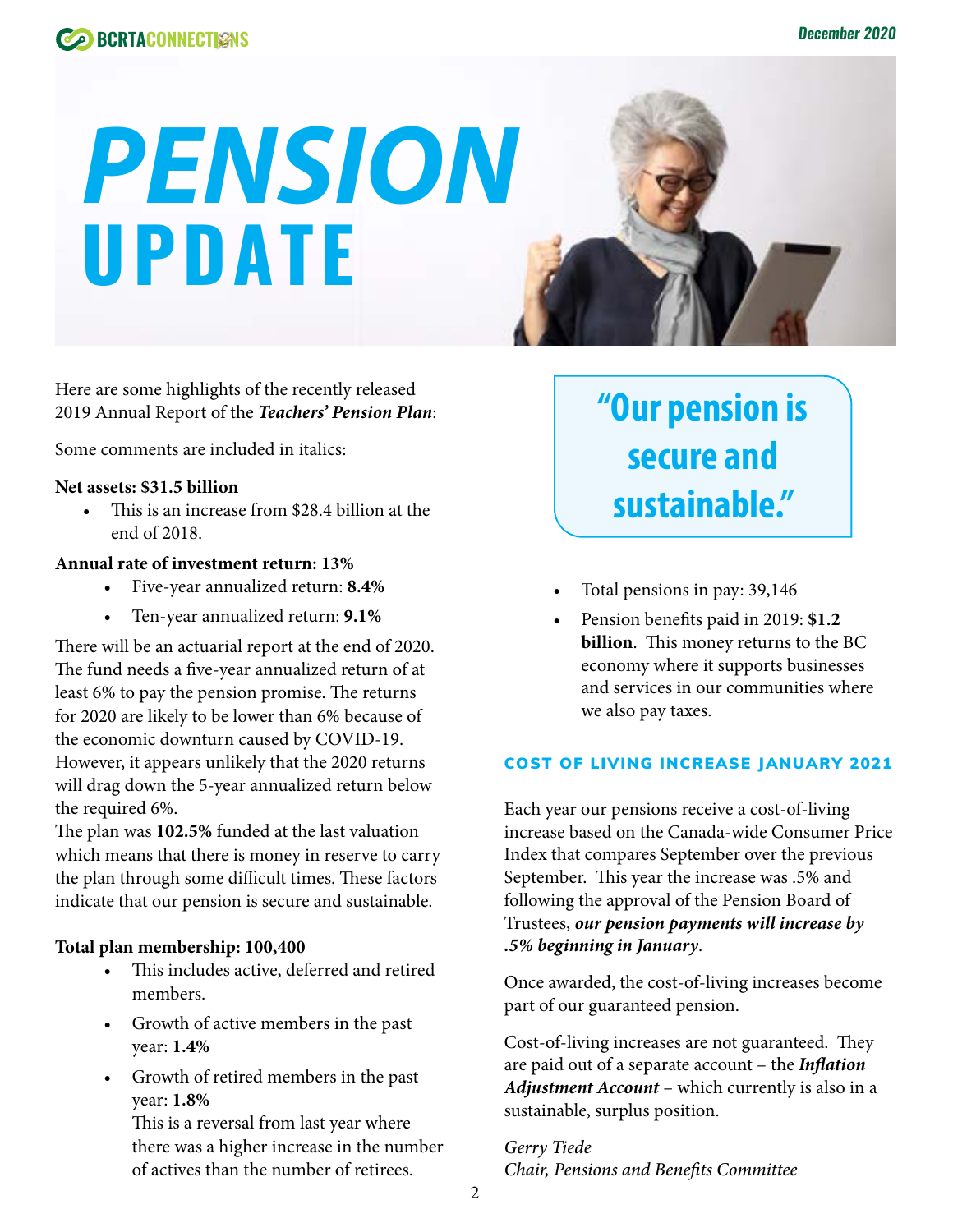# PENSION UPDATE

Here are some highlights of the recently released 2019 Annual Report of the ***Teachers' Pension Plan***:

Some comments are included in italics:

**Net assets: $31.5 billion**

- This is an increase from $28.4 billion at the end of 2018.

**Annual rate of investment return: 13%**

- Five-year annualized return: **8.4%**
- Ten-year annualized return: **9.1%**

There will be an actuarial report at the end of 2020. The fund needs a five-year annualized return of at least 6% to pay the pension promise. The returns for 2020 are likely to be lower than 6% because of the economic downturn caused by COVID-19. However, it appears unlikely that the 2020 returns will drag down the 5-year annualized return below the required 6%.

The plan was **102.5%** funded at the last valuation which means that there is money in reserve to carry the plan through some difficult times. These factors indicate that our pension is secure and sustainable.

**Total plan membership: 100,400**

- This includes active, deferred and retired members.
- Growth of active members in the past year: **1.4%**
- Growth of retired members in the past year: **1.8%**
  This is a reversal from last year where there was a higher increase in the number of actives than the number of retirees.

> **"Our pension is secure and sustainable."**

- Total pensions in pay: 39,146
- Pension benefits paid in 2019: **$1.2 billion**. This money returns to the BC economy where it supports businesses and services in our communities where we also pay taxes.

## COST OF LIVING INCREASE JANUARY 2021

Each year our pensions receive a cost-of-living increase based on the Canada-wide Consumer Price Index that compares September over the previous September. This year the increase was .5% and following the approval of the Pension Board of Trustees, ***our pension payments will increase by .5% beginning in January***.

Once awarded, the cost-of-living increases become part of our guaranteed pension.

Cost-of-living increases are not guaranteed. They are paid out of a separate account – the ***Inflation Adjustment Account*** – which currently is also in a sustainable, surplus position.

*Gerry Tiede*
*Chair, Pensions and Benefits Committee*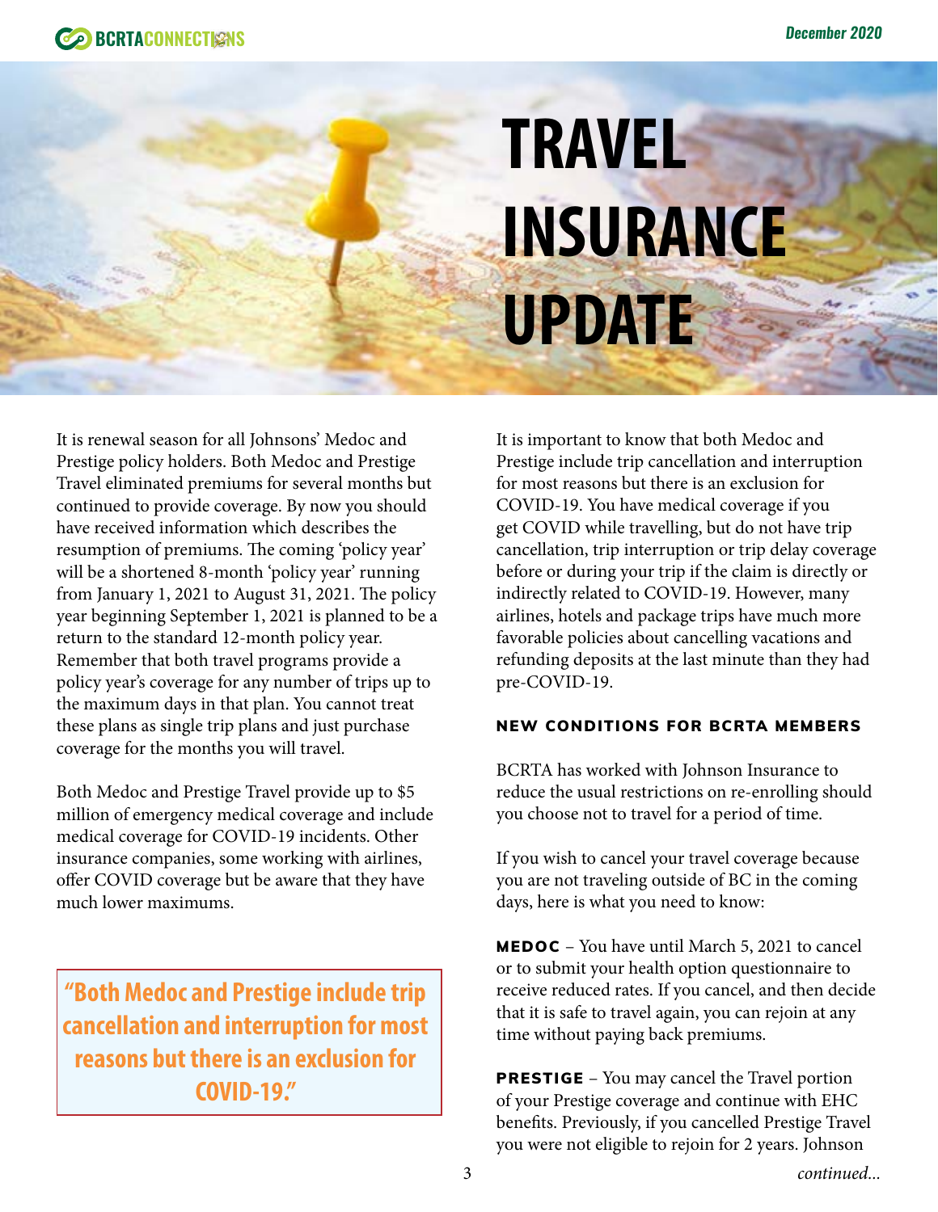# TRAVEL INSURANCE UPDATE

It is renewal season for all Johnsons' Medoc and Prestige policy holders. Both Medoc and Prestige Travel eliminated premiums for several months but continued to provide coverage. By now you should have received information which describes the resumption of premiums. The coming 'policy year' will be a shortened 8-month 'policy year' running from January 1, 2021 to August 31, 2021. The policy year beginning September 1, 2021 is planned to be a return to the standard 12-month policy year. Remember that both travel programs provide a policy year's coverage for any number of trips up to the maximum days in that plan. You cannot treat these plans as single trip plans and just purchase coverage for the months you will travel.

Both Medoc and Prestige Travel provide up to $5 million of emergency medical coverage and include medical coverage for COVID-19 incidents. Other insurance companies, some working with airlines, offer COVID coverage but be aware that they have much lower maximums.

> **"Both Medoc and Prestige include trip cancellation and interruption for most reasons but there is an exclusion for COVID-19."**

It is important to know that both Medoc and Prestige include trip cancellation and interruption for most reasons but there is an exclusion for COVID-19. You have medical coverage if you get COVID while travelling, but do not have trip cancellation, trip interruption or trip delay coverage before or during your trip if the claim is directly or indirectly related to COVID-19. However, many airlines, hotels and package trips have much more favorable policies about cancelling vacations and refunding deposits at the last minute than they had pre-COVID-19.

#### NEW CONDITIONS FOR BCRTA MEMBERS

BCRTA has worked with Johnson Insurance to reduce the usual restrictions on re-enrolling should you choose not to travel for a period of time.

If you wish to cancel your travel coverage because you are not traveling outside of BC in the coming days, here is what you need to know:

**MEDOC** – You have until March 5, 2021 to cancel or to submit your health option questionnaire to receive reduced rates. If you cancel, and then decide that it is safe to travel again, you can rejoin at any time without paying back premiums.

**PRESTIGE** – You may cancel the Travel portion of your Prestige coverage and continue with EHC benefits. Previously, if you cancelled Prestige Travel you were not eligible to rejoin for 2 years. Johnson

*continued...*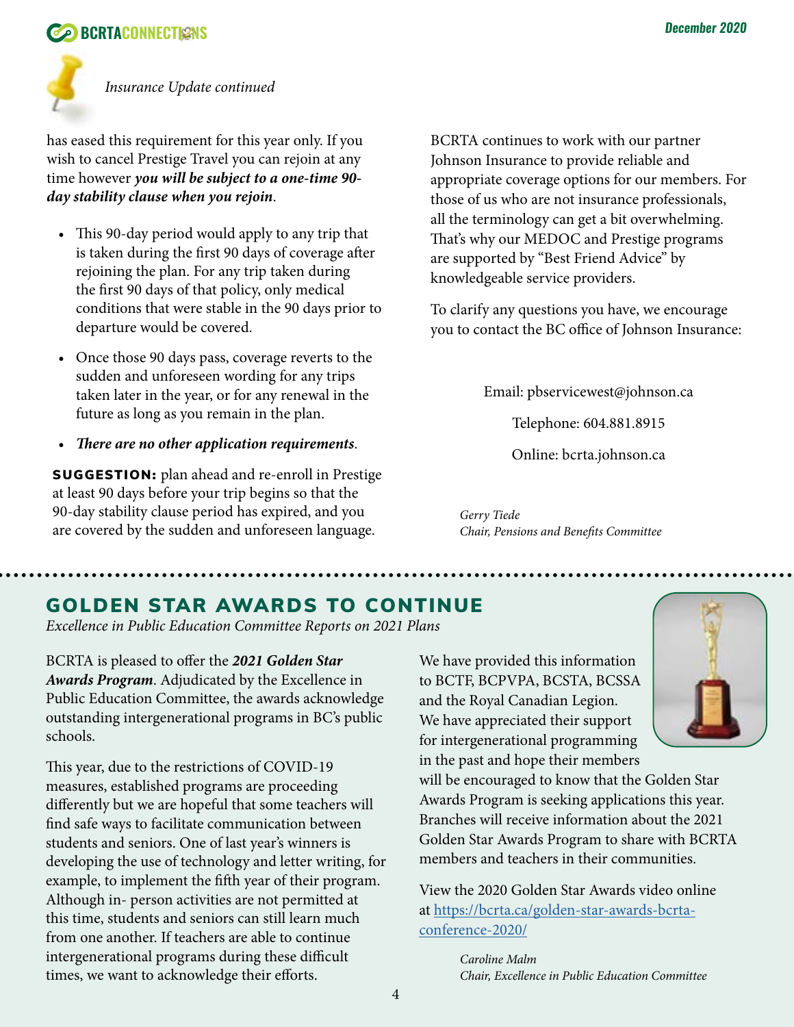*Insurance Update continued*

has eased this requirement for this year only. If you wish to cancel Prestige Travel you can rejoin at any time however ***you will be subject to a one-time 90-day stability clause when you rejoin***.

- This 90-day period would apply to any trip that is taken during the first 90 days of coverage after rejoining the plan. For any trip taken during the first 90 days of that policy, only medical conditions that were stable in the 90 days prior to departure would be covered.
- Once those 90 days pass, coverage reverts to the sudden and unforeseen wording for any trips taken later in the year, or for any renewal in the future as long as you remain in the plan.
- ***There are no other application requirements***.

**SUGGESTION:** plan ahead and re-enroll in Prestige at least 90 days before your trip begins so that the 90-day stability clause period has expired, and you are covered by the sudden and unforeseen language.

BCRTA continues to work with our partner Johnson Insurance to provide reliable and appropriate coverage options for our members. For those of us who are not insurance professionals, all the terminology can get a bit overwhelming. That's why our MEDOC and Prestige programs are supported by "Best Friend Advice" by knowledgeable service providers.

To clarify any questions you have, we encourage you to contact the BC office of Johnson Insurance:

Email: pbservicewest@johnson.ca

Telephone: 604.881.8915

Online: bcrta.johnson.ca

*Gerry Tiede*
*Chair, Pensions and Benefits Committee*

## GOLDEN STAR AWARDS TO CONTINUE

*Excellence in Public Education Committee Reports on 2021 Plans*

BCRTA is pleased to offer the ***2021 Golden Star Awards Program***. Adjudicated by the Excellence in Public Education Committee, the awards acknowledge outstanding intergenerational programs in BC's public schools.

This year, due to the restrictions of COVID-19 measures, established programs are proceeding differently but we are hopeful that some teachers will find safe ways to facilitate communication between students and seniors. One of last year's winners is developing the use of technology and letter writing, for example, to implement the fifth year of their program. Although in- person activities are not permitted at this time, students and seniors can still learn much from one another. If teachers are able to continue intergenerational programs during these difficult times, we want to acknowledge their efforts.

We have provided this information to BCTF, BCPVPA, BCSTA, BCSSA and the Royal Canadian Legion. We have appreciated their support for intergenerational programming in the past and hope their members will be encouraged to know that the Golden Star Awards Program is seeking applications this year. Branches will receive information about the 2021 Golden Star Awards Program to share with BCRTA members and teachers in their communities.

View the 2020 Golden Star Awards video online at [https://bcrta.ca/golden-star-awards-bcrta-conference-2020/](https://bcrta.ca/golden-star-awards-bcrta-conference-2020/)

*Caroline Malm*
*Chair, Excellence in Public Education Committee*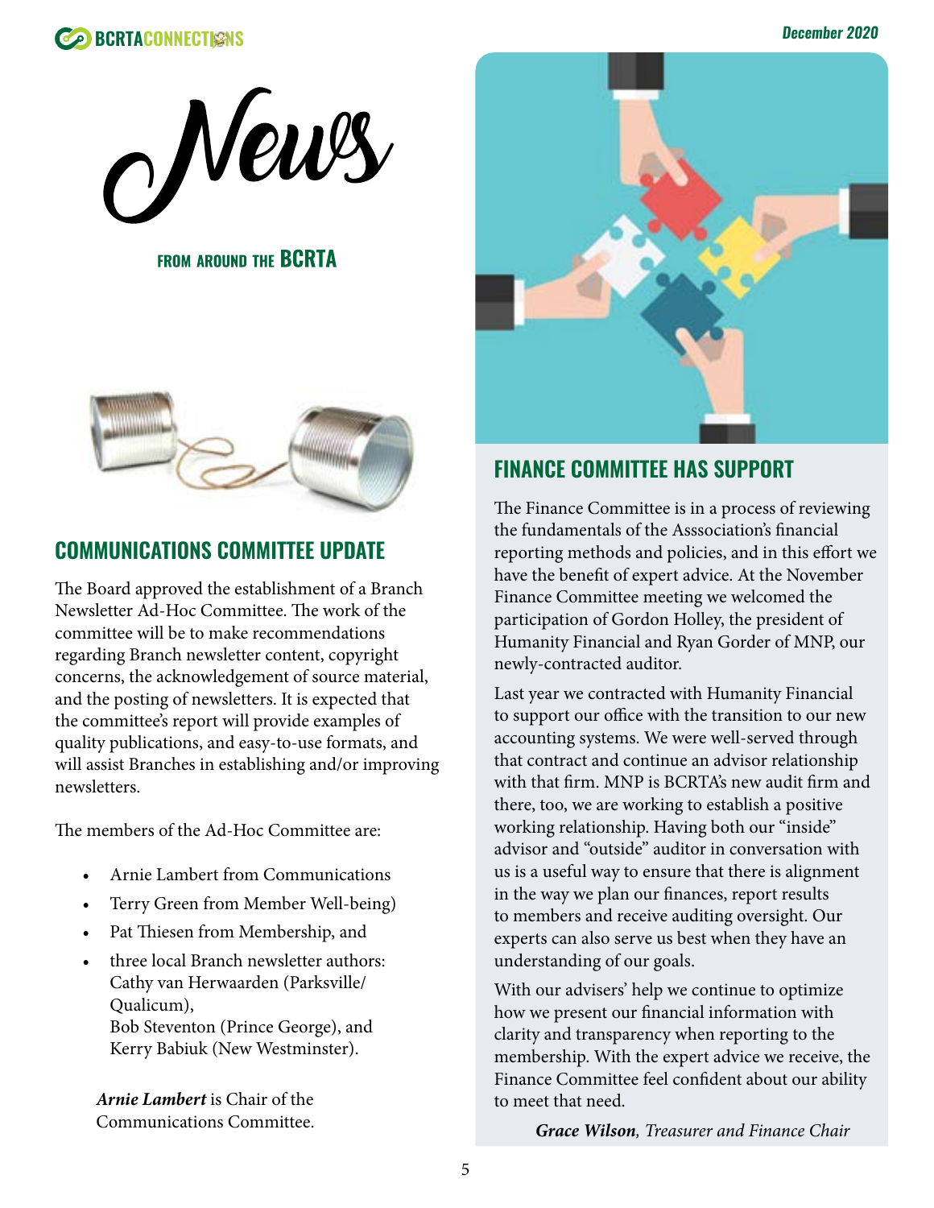# News

FROM AROUND THE **BCRTA**

## COMMUNICATIONS COMMITTEE UPDATE

The Board approved the establishment of a Branch Newsletter Ad-Hoc Committee. The work of the committee will be to make recommendations regarding Branch newsletter content, copyright concerns, the acknowledgement of source material, and the posting of newsletters. It is expected that the committee's report will provide examples of quality publications, and easy-to-use formats, and will assist Branches in establishing and/or improving newsletters.

The members of the Ad-Hoc Committee are:

- Arnie Lambert from Communications
- Terry Green from Member Well-being)
- Pat Thiesen from Membership, and
- three local Branch newsletter authors: Cathy van Herwaarden (Parksville/ Qualicum), Bob Steventon (Prince George), and Kerry Babiuk (New Westminster).

***Arnie Lambert*** is Chair of the Communications Committee.

## FINANCE COMMITTEE HAS SUPPORT

The Finance Committee is in a process of reviewing the fundamentals of the Asssociation's financial reporting methods and policies, and in this effort we have the benefit of expert advice. At the November Finance Committee meeting we welcomed the participation of Gordon Holley, the president of Humanity Financial and Ryan Gorder of MNP, our newly-contracted auditor.

Last year we contracted with Humanity Financial to support our office with the transition to our new accounting systems. We were well-served through that contract and continue an advisor relationship with that firm. MNP is BCRTA's new audit firm and there, too, we are working to establish a positive working relationship. Having both our "inside" advisor and "outside" auditor in conversation with us is a useful way to ensure that there is alignment in the way we plan our finances, report results to members and receive auditing oversight. Our experts can also serve us best when they have an understanding of our goals.

With our advisers' help we continue to optimize how we present our financial information with clarity and transparency when reporting to the membership. With the expert advice we receive, the Finance Committee feel confident about our ability to meet that need.

***Grace Wilson****, Treasurer and Finance Chair*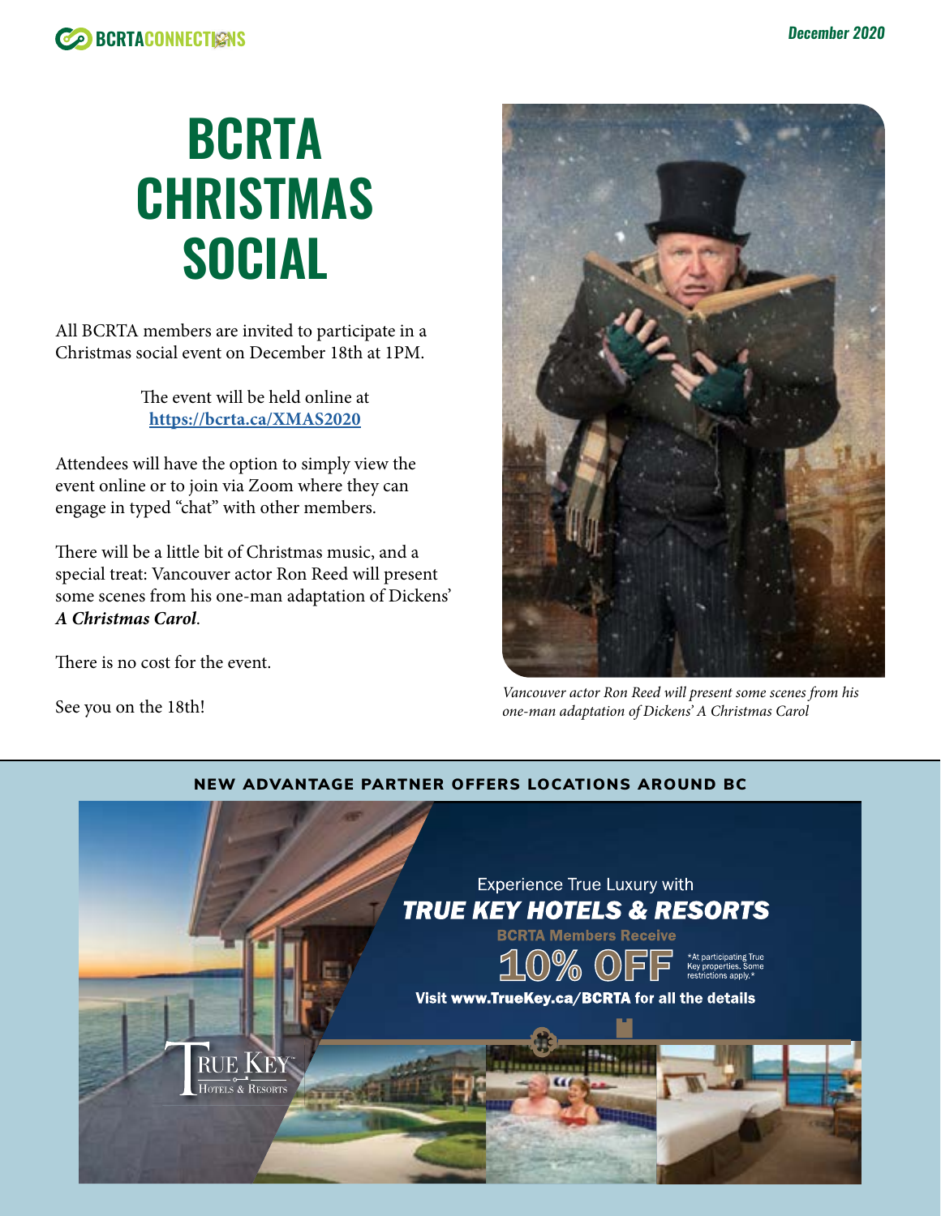# BCRTA CHRISTMAS SOCIAL

All BCRTA members are invited to participate in a Christmas social event on December 18th at 1PM.

The event will be held online at **https://bcrta.ca/XMAS2020**

Attendees will have the option to simply view the event online or to join via Zoom where they can engage in typed "chat" with other members.

There will be a little bit of Christmas music, and a special treat: Vancouver actor Ron Reed will present some scenes from his one-man adaptation of Dickens' ***A Christmas Carol***.

There is no cost for the event.

See you on the 18th!

*Vancouver actor Ron Reed will present some scenes from his one-man adaptation of Dickens' A Christmas Carol*

## NEW ADVANTAGE PARTNER OFFERS LOCATIONS AROUND BC

Experience True Luxury with

**TRUE KEY HOTELS & RESORTS**

**BCRTA Members Receive**

**10% OFF** *At participating True Key properties. Some restrictions apply.*

**Visit www.TrueKey.ca/BCRTA for all the details**

TRUE KEY HOTELS & RESORTS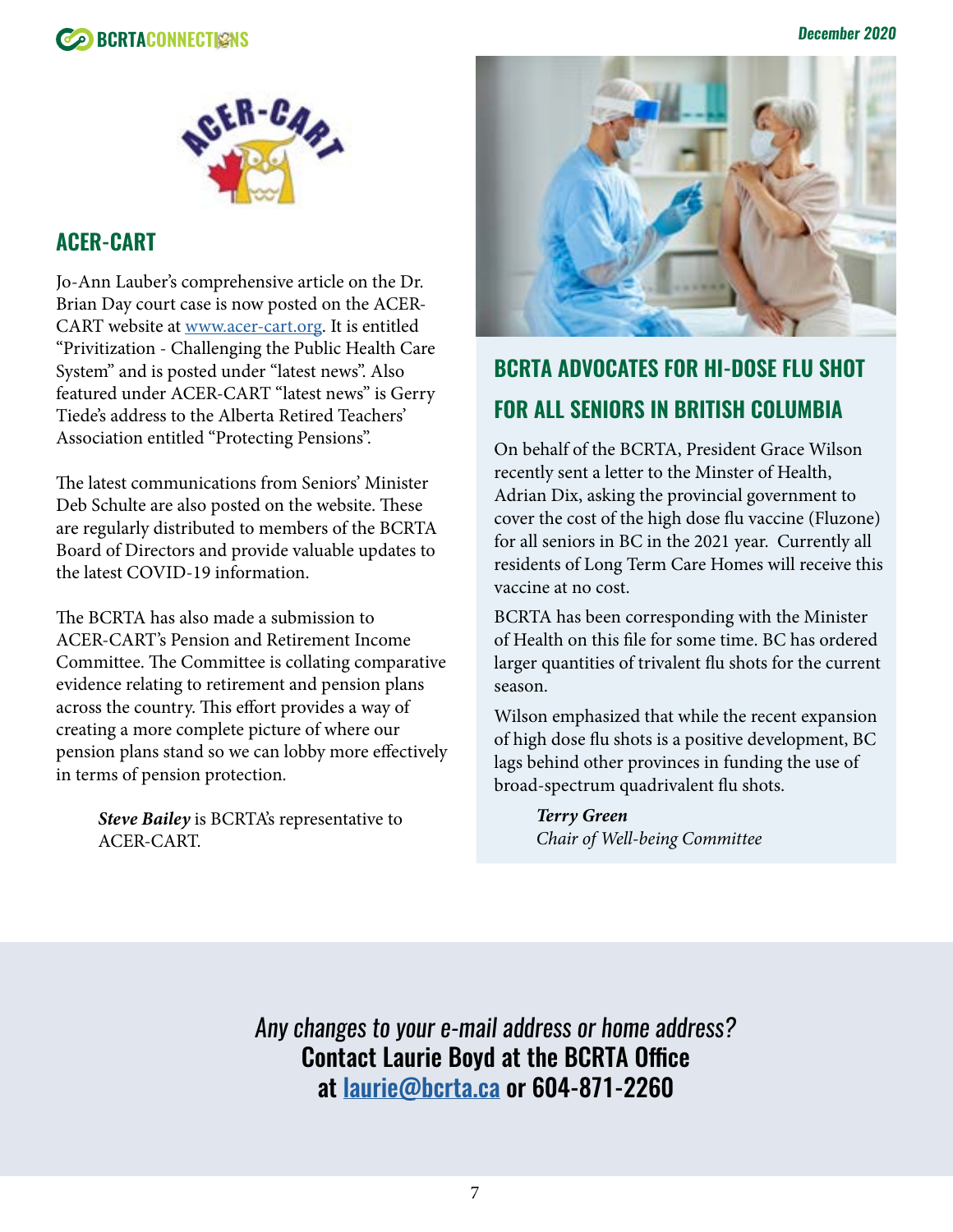## ACER-CART

Jo-Ann Lauber's comprehensive article on the Dr. Brian Day court case is now posted on the ACER-CART website at [www.acer-cart.org](http://www.acer-cart.org). It is entitled "Privitization - Challenging the Public Health Care System" and is posted under "latest news". Also featured under ACER-CART "latest news" is Gerry Tiede's address to the Alberta Retired Teachers' Association entitled "Protecting Pensions".

The latest communications from Seniors' Minister Deb Schulte are also posted on the website. These are regularly distributed to members of the BCRTA Board of Directors and provide valuable updates to the latest COVID-19 information.

The BCRTA has also made a submission to ACER-CART's Pension and Retirement Income Committee. The Committee is collating comparative evidence relating to retirement and pension plans across the country. This effort provides a way of creating a more complete picture of where our pension plans stand so we can lobby more effectively in terms of pension protection.

> ***Steve Bailey*** is BCRTA's representative to ACER-CART.

## BCRTA ADVOCATES FOR HI-DOSE FLU SHOT FOR ALL SENIORS IN BRITISH COLUMBIA

On behalf of the BCRTA, President Grace Wilson recently sent a letter to the Minster of Health, Adrian Dix, asking the provincial government to cover the cost of the high dose flu vaccine (Fluzone) for all seniors in BC in the 2021 year. Currently all residents of Long Term Care Homes will receive this vaccine at no cost.

BCRTA has been corresponding with the Minister of Health on this file for some time. BC has ordered larger quantities of trivalent flu shots for the current season.

Wilson emphasized that while the recent expansion of high dose flu shots is a positive development, BC lags behind other provinces in funding the use of broad-spectrum quadrivalent flu shots.

> ***Terry Green***
> *Chair of Well-being Committee*

*Any changes to your e-mail address or home address?*
**Contact Laurie Boyd at the BCRTA Office at [laurie@bcrta.ca](mailto:laurie@bcrta.ca) or 604-871-2260**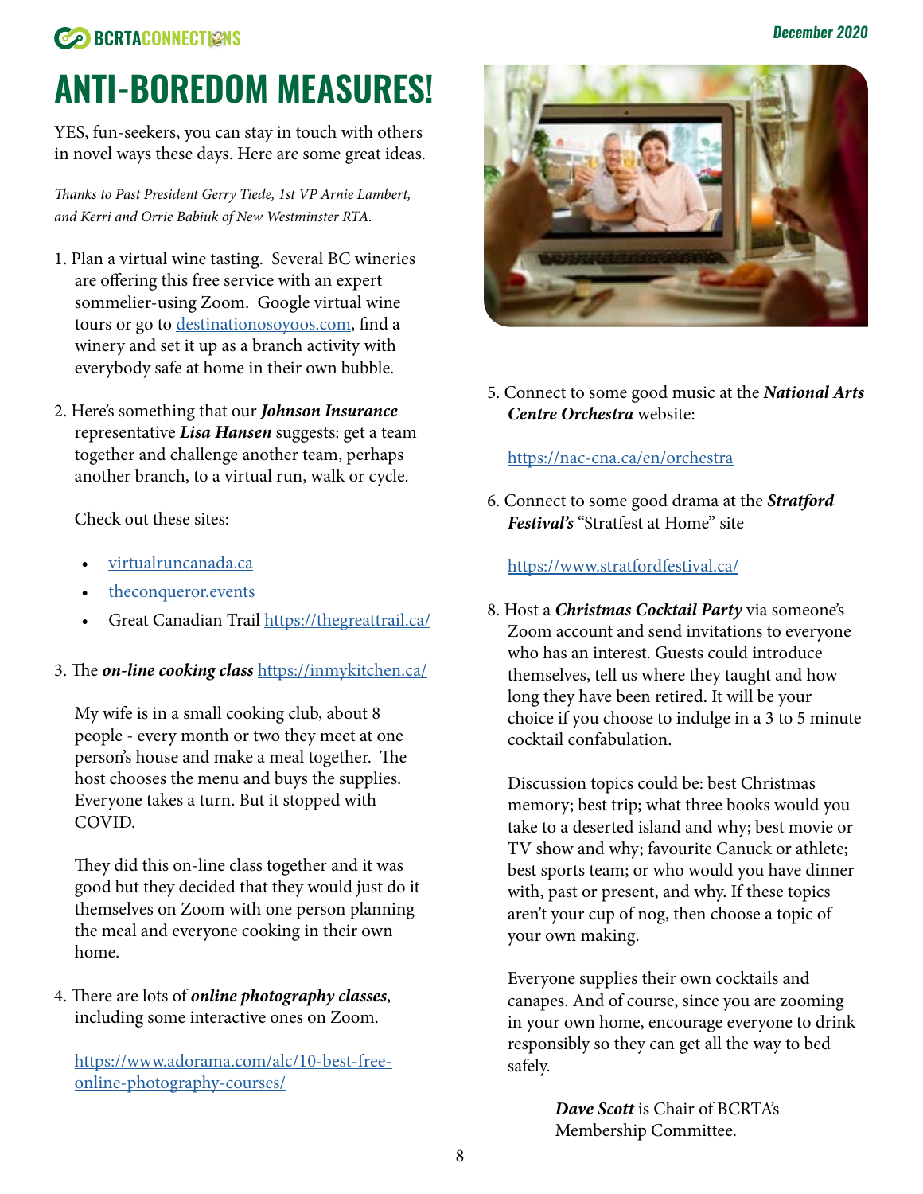# ANTI-BOREDOM MEASURES!

YES, fun-seekers, you can stay in touch with others in novel ways these days. Here are some great ideas.

*Thanks to Past President Gerry Tiede, 1st VP Arnie Lambert, and Kerri and Orrie Babiuk of New Westminster RTA.*

1. Plan a virtual wine tasting. Several BC wineries are offering this free service with an expert sommelier-using Zoom. Google virtual wine tours or go to destinationosoyoos.com, find a winery and set it up as a branch activity with everybody safe at home in their own bubble.

2. Here's something that our ***Johnson Insurance*** representative ***Lisa Hansen*** suggests: get a team together and challenge another team, perhaps another branch, to a virtual run, walk or cycle.

   Check out these sites:

   - virtualruncanada.ca
   - theconqueror.events
   - Great Canadian Trail https://thegreattrail.ca/

3. The ***on-line cooking class*** https://inmykitchen.ca/

   My wife is in a small cooking club, about 8 people - every month or two they meet at one person's house and make a meal together. The host chooses the menu and buys the supplies. Everyone takes a turn. But it stopped with COVID.

   They did this on-line class together and it was good but they decided that they would just do it themselves on Zoom with one person planning the meal and everyone cooking in their own home.

4. There are lots of ***online photography classes***, including some interactive ones on Zoom.

   https://www.adorama.com/alc/10-best-free-online-photography-courses/

5. Connect to some good music at the ***National Arts Centre Orchestra*** website:

   https://nac-cna.ca/en/orchestra

6. Connect to some good drama at the ***Stratford Festival's*** "Stratfest at Home" site

   https://www.stratfordfestival.ca/

8. Host a ***Christmas Cocktail Party*** via someone's Zoom account and send invitations to everyone who has an interest. Guests could introduce themselves, tell us where they taught and how long they have been retired. It will be your choice if you choose to indulge in a 3 to 5 minute cocktail confabulation.

   Discussion topics could be: best Christmas memory; best trip; what three books would you take to a deserted island and why; best movie or TV show and why; favourite Canuck or athlete; best sports team; or who would you have dinner with, past or present, and why. If these topics aren't your cup of nog, then choose a topic of your own making.

   Everyone supplies their own cocktails and canapes. And of course, since you are zooming in your own home, encourage everyone to drink responsibly so they can get all the way to bed safely.

***Dave Scott*** is Chair of BCRTA's Membership Committee.